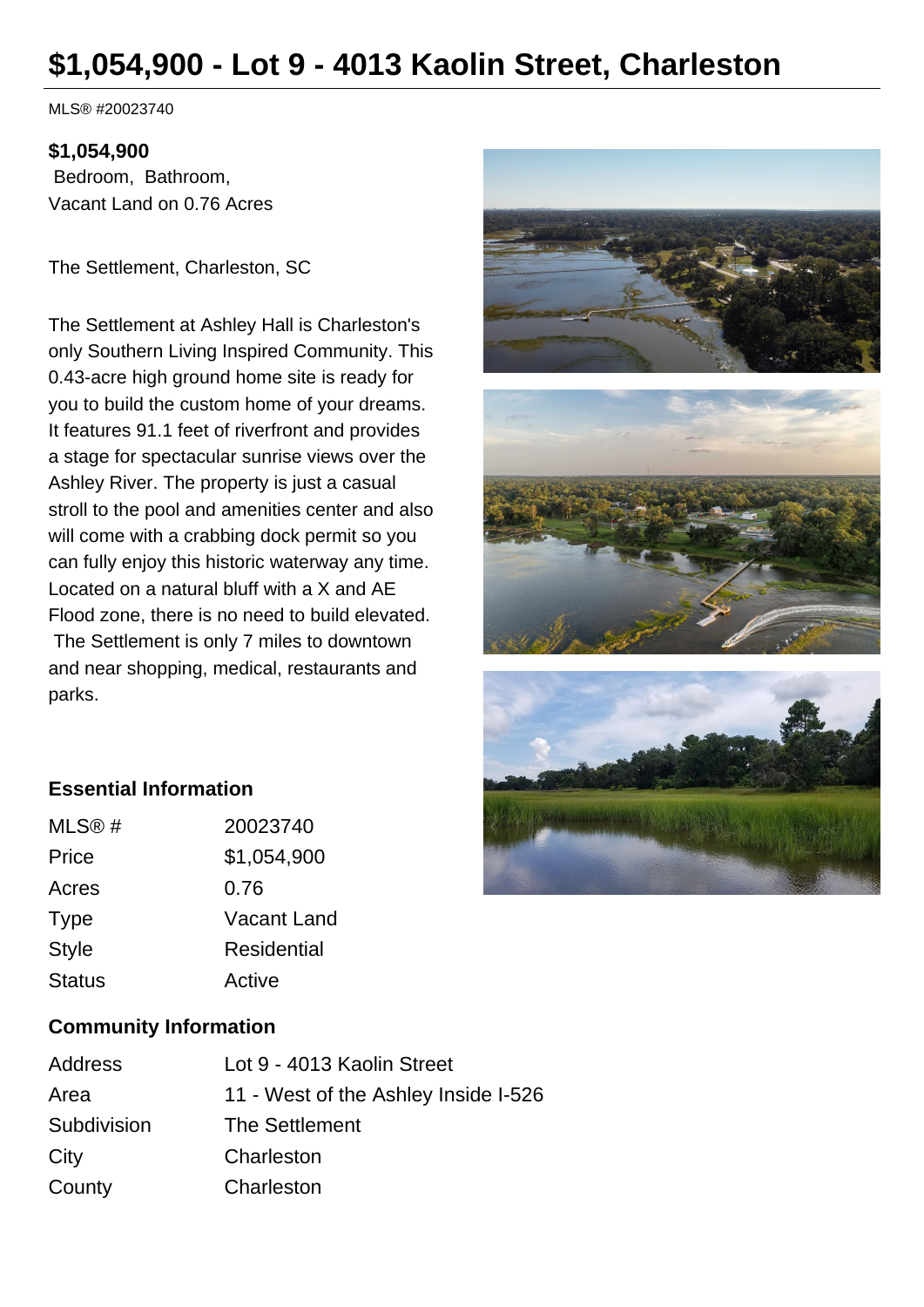# $1,054,900 - Lot 9 - 4013 Kaolin Street, Charleston

MLS® #20023740

**$1,054,900**
Bedroom, Bathroom,
Vacant Land on 0.76 Acres

The Settlement, Charleston, SC

The Settlement at Ashley Hall is Charleston's only Southern Living Inspired Community. This 0.43-acre high ground home site is ready for you to build the custom home of your dreams. It features 91.1 feet of riverfront and provides a stage for spectacular sunrise views over the Ashley River. The property is just a casual stroll to the pool and amenities center and also will come with a crabbing dock permit so you can fully enjoy this historic waterway any time. Located on a natural bluff with a X and AE Flood zone, there is no need to build elevated. The Settlement is only 7 miles to downtown and near shopping, medical, restaurants and parks.

## Essential Information

| | |
|---|---|
| MLS® # | 20023740 |
| Price | $1,054,900 |
| Acres | 0.76 |
| Type | Vacant Land |
| Style | Residential |
| Status | Active |

## Community Information

| | |
|---|---|
| Address | Lot 9 - 4013 Kaolin Street |
| Area | 11 - West of the Ashley Inside I-526 |
| Subdivision | The Settlement |
| City | Charleston |
| County | Charleston |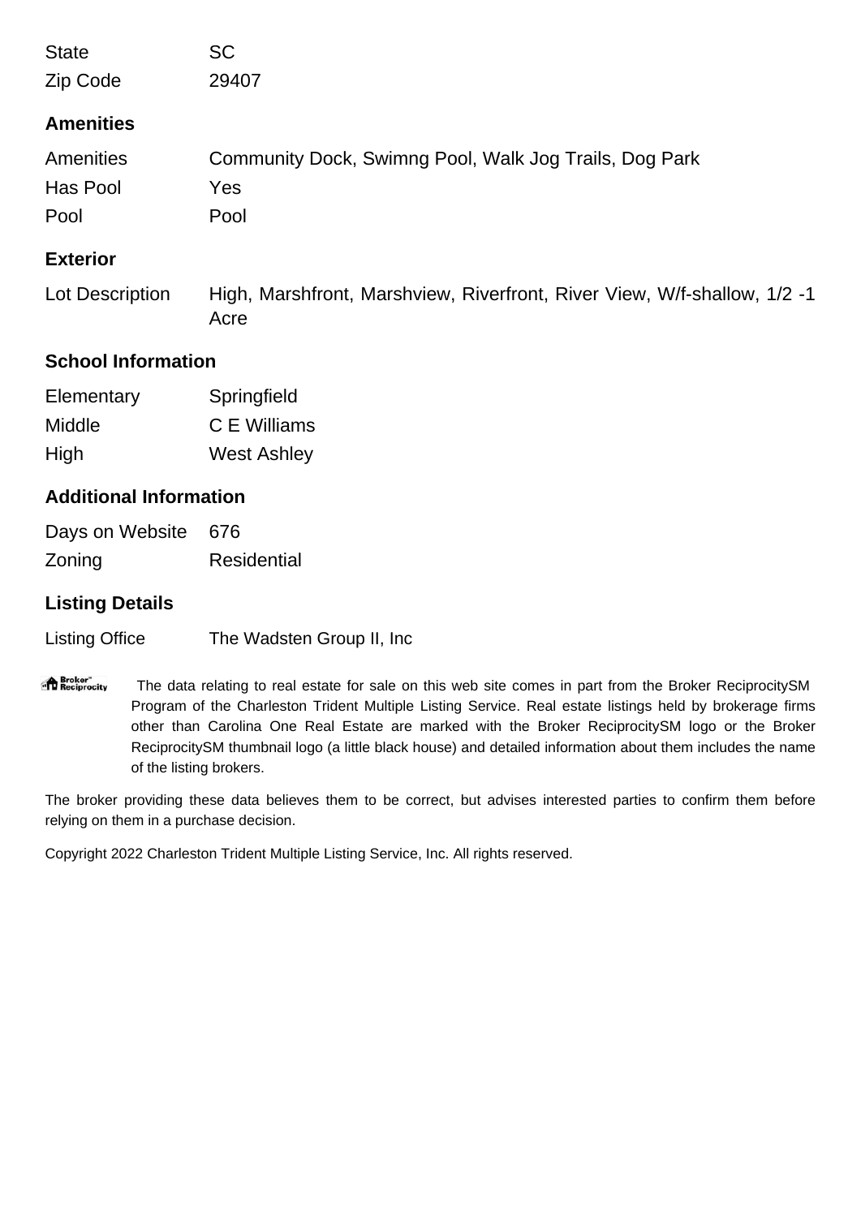| | |
|---|---|
| State | SC |
| Zip Code | 29407 |

## Amenities

| | |
|---|---|
| Amenities | Community Dock, Swimng Pool, Walk Jog Trails, Dog Park |
| Has Pool | Yes |
| Pool | Pool |

## Exterior

| | |
|---|---|
| Lot Description | High, Marshfront, Marshview, Riverfront, River View, W/f-shallow, 1/2 -1 Acre |

## School Information

| | |
|---|---|
| Elementary | Springfield |
| Middle | C E Williams |
| High | West Ashley |

## Additional Information

| | |
|---|---|
| Days on Website | 676 |
| Zoning | Residential |

## Listing Details

| | |
|---|---|
| Listing Office | The Wadsten Group II, Inc |

The data relating to real estate for sale on this web site comes in part from the Broker ReciprocitySM Program of the Charleston Trident Multiple Listing Service. Real estate listings held by brokerage firms other than Carolina One Real Estate are marked with the Broker ReciprocitySM logo or the Broker ReciprocitySM thumbnail logo (a little black house) and detailed information about them includes the name of the listing brokers.

The broker providing these data believes them to be correct, but advises interested parties to confirm them before relying on them in a purchase decision.

Copyright 2022 Charleston Trident Multiple Listing Service, Inc. All rights reserved.